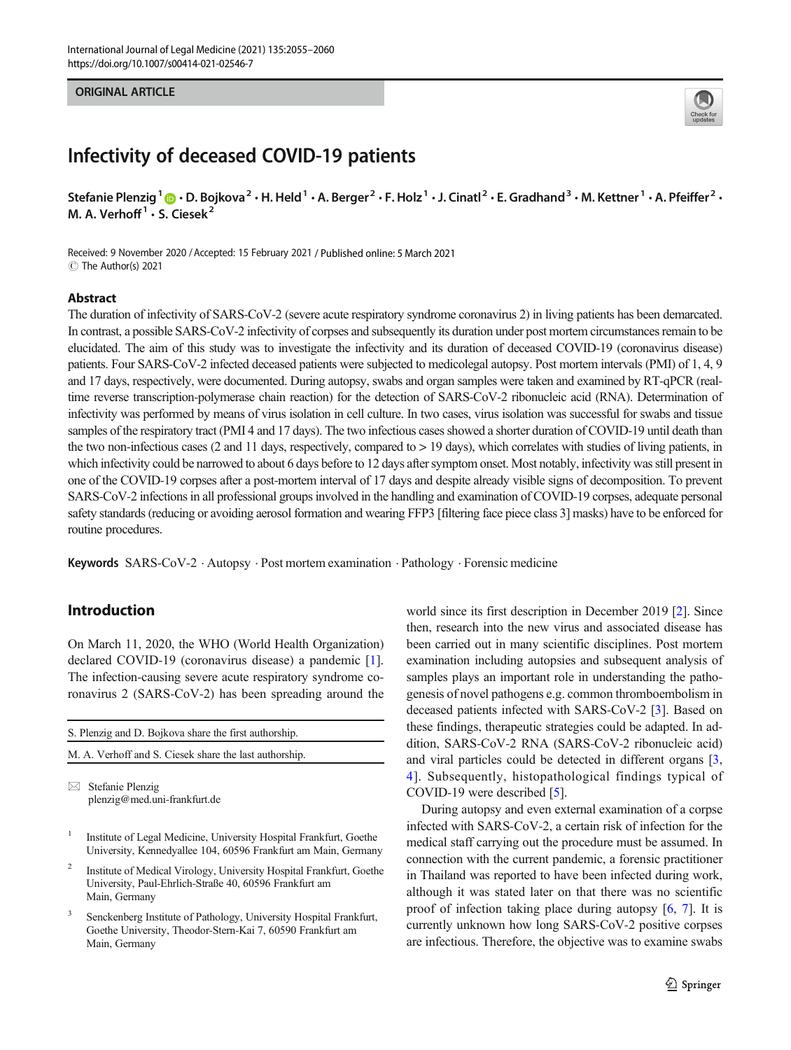ORIGINAL ARTICLE

# Infectivity of deceased COVID-19 patients

Stefanie Plenzig[1] · D. Bojkova[2] · H. Held[1] · A. Berger[2] · F. Holz[1] · J. Cinatl[2] · E. Gradhand[3] · M. Kettner[1] · A. Pfeiffer[2] · M. A. Verhoff[1] · S. Ciesek[2]

Received: 9 November 2020 / Accepted: 15 February 2021 / Published online: 5 March 2021
© The Author(s) 2021

## Abstract

The duration of infectivity of SARS-CoV-2 (severe acute respiratory syndrome coronavirus 2) in living patients has been demarcated. In contrast, a possible SARS-CoV-2 infectivity of corpses and subsequently its duration under post mortem circumstances remain to be elucidated. The aim of this study was to investigate the infectivity and its duration of deceased COVID-19 (coronavirus disease) patients. Four SARS-CoV-2 infected deceased patients were subjected to medicolegal autopsy. Post mortem intervals (PMI) of 1, 4, 9 and 17 days, respectively, were documented. During autopsy, swabs and organ samples were taken and examined by RT-qPCR (real-time reverse transcription-polymerase chain reaction) for the detection of SARS-CoV-2 ribonucleic acid (RNA). Determination of infectivity was performed by means of virus isolation in cell culture. In two cases, virus isolation was successful for swabs and tissue samples of the respiratory tract (PMI 4 and 17 days). The two infectious cases showed a shorter duration of COVID-19 until death than the two non-infectious cases (2 and 11 days, respectively, compared to > 19 days), which correlates with studies of living patients, in which infectivity could be narrowed to about 6 days before to 12 days after symptom onset. Most notably, infectivity was still present in one of the COVID-19 corpses after a post-mortem interval of 17 days and despite already visible signs of decomposition. To prevent SARS-CoV-2 infections in all professional groups involved in the handling and examination of COVID-19 corpses, adequate personal safety standards (reducing or avoiding aerosol formation and wearing FFP3 [filtering face piece class 3] masks) have to be enforced for routine procedures.

**Keywords** SARS-CoV-2 · Autopsy · Post mortem examination · Pathology · Forensic medicine

## Introduction

On March 11, 2020, the WHO (World Health Organization) declared COVID-19 (coronavirus disease) a pandemic [1]. The infection-causing severe acute respiratory syndrome coronavirus 2 (SARS-CoV-2) has been spreading around the world since its first description in December 2019 [2]. Since then, research into the new virus and associated disease has been carried out in many scientific disciplines. Post mortem examination including autopsies and subsequent analysis of samples plays an important role in understanding the pathogenesis of novel pathogens e.g. common thromboembolism in deceased patients infected with SARS-CoV-2 [3]. Based on these findings, therapeutic strategies could be adapted. In addition, SARS-CoV-2 RNA (SARS-CoV-2 ribonucleic acid) and viral particles could be detected in different organs [3, 4]. Subsequently, histopathological findings typical of COVID-19 were described [5].

During autopsy and even external examination of a corpse infected with SARS-CoV-2, a certain risk of infection for the medical staff carrying out the procedure must be assumed. In connection with the current pandemic, a forensic practitioner in Thailand was reported to have been infected during work, although it was stated later on that there was no scientific proof of infection taking place during autopsy [6, 7]. It is currently unknown how long SARS-CoV-2 positive corpses are infectious. Therefore, the objective was to examine swabs

S. Plenzig and D. Bojkova share the first authorship.

M. A. Verhoff and S. Ciesek share the last authorship.

✉ Stefanie Plenzig
plenzig@med.uni-frankfurt.de

[1] Institute of Legal Medicine, University Hospital Frankfurt, Goethe University, Kennedyallee 104, 60596 Frankfurt am Main, Germany

[2] Institute of Medical Virology, University Hospital Frankfurt, Goethe University, Paul-Ehrlich-Straße 40, 60596 Frankfurt am Main, Germany

[3] Senckenberg Institute of Pathology, University Hospital Frankfurt, Goethe University, Theodor-Stern-Kai 7, 60590 Frankfurt am Main, Germany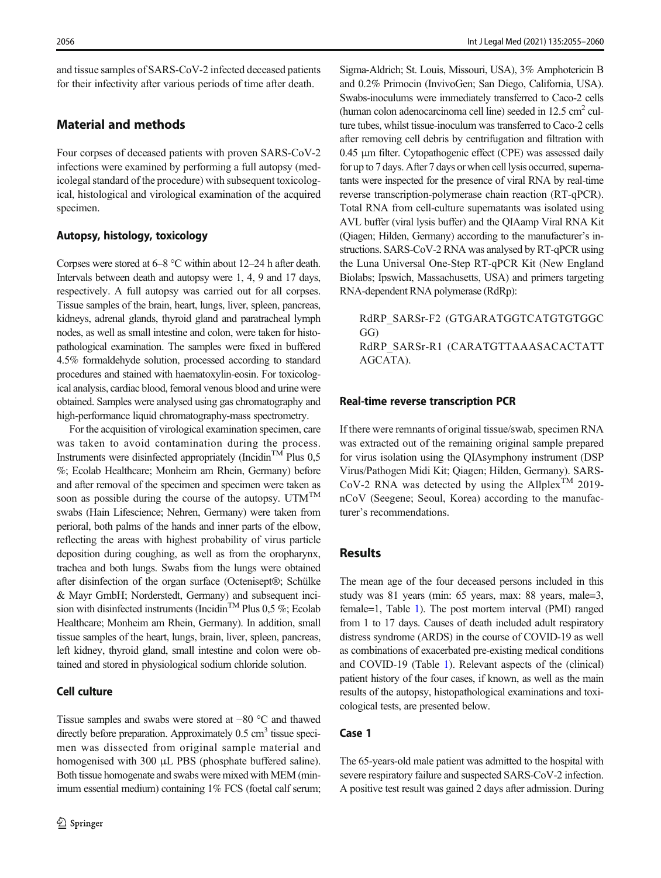and tissue samples of SARS-CoV-2 infected deceased patients for their infectivity after various periods of time after death.

## Material and methods

Four corpses of deceased patients with proven SARS-CoV-2 infections were examined by performing a full autopsy (medicolegal standard of the procedure) with subsequent toxicological, histological and virological examination of the acquired specimen.

### Autopsy, histology, toxicology

Corpses were stored at 6–8 °C within about 12–24 h after death. Intervals between death and autopsy were 1, 4, 9 and 17 days, respectively. A full autopsy was carried out for all corpses. Tissue samples of the brain, heart, lungs, liver, spleen, pancreas, kidneys, adrenal glands, thyroid gland and paratracheal lymph nodes, as well as small intestine and colon, were taken for histopathological examination. The samples were fixed in buffered 4.5% formaldehyde solution, processed according to standard procedures and stained with haematoxylin-eosin. For toxicological analysis, cardiac blood, femoral venous blood and urine were obtained. Samples were analysed using gas chromatography and high-performance liquid chromatography-mass spectrometry.

For the acquisition of virological examination specimen, care was taken to avoid contamination during the process. Instruments were disinfected appropriately (Incidin™ Plus 0,5 %; Ecolab Healthcare; Monheim am Rhein, Germany) before and after removal of the specimen and specimen were taken as soon as possible during the course of the autopsy. UTM™ swabs (Hain Lifescience; Nehren, Germany) were taken from perioral, both palms of the hands and inner parts of the elbow, reflecting the areas with highest probability of virus particle deposition during coughing, as well as from the oropharynx, trachea and both lungs. Swabs from the lungs were obtained after disinfection of the organ surface (Octenisept®; Schülke & Mayr GmbH; Norderstedt, Germany) and subsequent incision with disinfected instruments (Incidin™ Plus 0,5 %; Ecolab Healthcare; Monheim am Rhein, Germany). In addition, small tissue samples of the heart, lungs, brain, liver, spleen, pancreas, left kidney, thyroid gland, small intestine and colon were obtained and stored in physiological sodium chloride solution.

### Cell culture

Tissue samples and swabs were stored at −80 °C and thawed directly before preparation. Approximately 0.5 $cm^3$ tissue specimen was dissected from original sample material and homogenised with 300 μL PBS (phosphate buffered saline). Both tissue homogenate and swabs were mixed with MEM (minimum essential medium) containing 1% FCS (foetal calf serum; Sigma-Aldrich; St. Louis, Missouri, USA), 3% Amphotericin B and 0.2% Primocin (InvivoGen; San Diego, California, USA). Swabs-inoculums were immediately transferred to Caco-2 cells (human colon adenocarcinoma cell line) seeded in 12.5 $cm^2$ culture tubes, whilst tissue-inoculum was transferred to Caco-2 cells after removing cell debris by centrifugation and filtration with 0.45 μm filter. Cytopathogenic effect (CPE) was assessed daily for up to 7 days. After 7 days or when cell lysis occurred, supernatants were inspected for the presence of viral RNA by real-time reverse transcription-polymerase chain reaction (RT-qPCR). Total RNA from cell-culture supernatants was isolated using AVL buffer (viral lysis buffer) and the QIAamp Viral RNA Kit (Qiagen; Hilden, Germany) according to the manufacturer's instructions. SARS-CoV-2 RNA was analysed by RT-qPCR using the Luna Universal One-Step RT-qPCR Kit (New England Biolabs; Ipswich, Massachusetts, USA) and primers targeting RNA-dependent RNA polymerase (RdRp):

RdRP_SARSr-F2 (GTGARATGGTCATGTGTGGCGG)
RdRP_SARSr-R1 (CARATGTTAAASACACTATTAGCATA).

### Real-time reverse transcription PCR

If there were remnants of original tissue/swab, specimen RNA was extracted out of the remaining original sample prepared for virus isolation using the QIAsymphony instrument (DSP Virus/Pathogen Midi Kit; Qiagen; Hilden, Germany). SARS-CoV-2 RNA was detected by using the Allplex™ 2019-nCoV (Seegene; Seoul, Korea) according to the manufacturer's recommendations.

## Results

The mean age of the four deceased persons included in this study was 81 years (min: 65 years, max: 88 years, male=3, female=1, Table 1). The post mortem interval (PMI) ranged from 1 to 17 days. Causes of death included adult respiratory distress syndrome (ARDS) in the course of COVID-19 as well as combinations of exacerbated pre-existing medical conditions and COVID-19 (Table 1). Relevant aspects of the (clinical) patient history of the four cases, if known, as well as the main results of the autopsy, histopathological examinations and toxicological tests, are presented below.

### Case 1

The 65-years-old male patient was admitted to the hospital with severe respiratory failure and suspected SARS-CoV-2 infection. A positive test result was gained 2 days after admission. During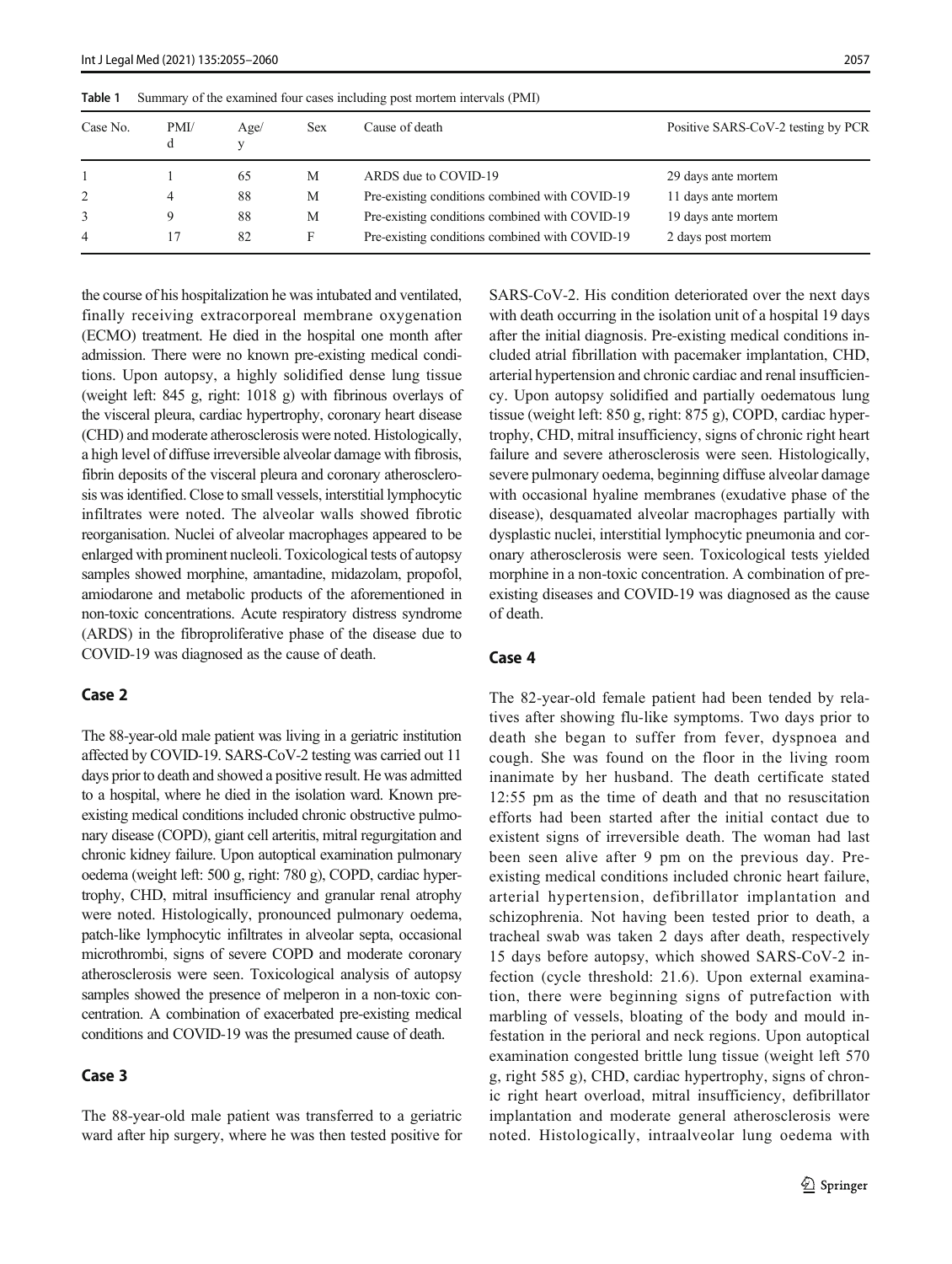**Table 1** Summary of the examined four cases including post mortem intervals (PMI)

| Case No. | PMI/ d | Age/ y | Sex | Cause of death | Positive SARS-CoV-2 testing by PCR |
|---|---|---|---|---|---|
| 1 | 1 | 65 | M | ARDS due to COVID-19 | 29 days ante mortem |
| 2 | 4 | 88 | M | Pre-existing conditions combined with COVID-19 | 11 days ante mortem |
| 3 | 9 | 88 | M | Pre-existing conditions combined with COVID-19 | 19 days ante mortem |
| 4 | 17 | 82 | F | Pre-existing conditions combined with COVID-19 | 2 days post mortem |

the course of his hospitalization he was intubated and ventilated, finally receiving extracorporeal membrane oxygenation (ECMO) treatment. He died in the hospital one month after admission. There were no known pre-existing medical conditions. Upon autopsy, a highly solidified dense lung tissue (weight left: 845 g, right: 1018 g) with fibrinous overlays of the visceral pleura, cardiac hypertrophy, coronary heart disease (CHD) and moderate atherosclerosis were noted. Histologically, a high level of diffuse irreversible alveolar damage with fibrosis, fibrin deposits of the visceral pleura and coronary atherosclerosis was identified. Close to small vessels, interstitial lymphocytic infiltrates were noted. The alveolar walls showed fibrotic reorganisation. Nuclei of alveolar macrophages appeared to be enlarged with prominent nucleoli. Toxicological tests of autopsy samples showed morphine, amantadine, midazolam, propofol, amiodarone and metabolic products of the aforementioned in non-toxic concentrations. Acute respiratory distress syndrome (ARDS) in the fibroproliferative phase of the disease due to COVID-19 was diagnosed as the cause of death.

## Case 2

The 88-year-old male patient was living in a geriatric institution affected by COVID-19. SARS-CoV-2 testing was carried out 11 days prior to death and showed a positive result. He was admitted to a hospital, where he died in the isolation ward. Known pre-existing medical conditions included chronic obstructive pulmonary disease (COPD), giant cell arteritis, mitral regurgitation and chronic kidney failure. Upon autoptical examination pulmonary oedema (weight left: 500 g, right: 780 g), COPD, cardiac hypertrophy, CHD, mitral insufficiency and granular renal atrophy were noted. Histologically, pronounced pulmonary oedema, patch-like lymphocytic infiltrates in alveolar septa, occasional microthrombi, signs of severe COPD and moderate coronary atherosclerosis were seen. Toxicological analysis of autopsy samples showed the presence of melperon in a non-toxic concentration. A combination of exacerbated pre-existing medical conditions and COVID-19 was the presumed cause of death.

## Case 3

The 88-year-old male patient was transferred to a geriatric ward after hip surgery, where he was then tested positive for SARS-CoV-2. His condition deteriorated over the next days with death occurring in the isolation unit of a hospital 19 days after the initial diagnosis. Pre-existing medical conditions included atrial fibrillation with pacemaker implantation, CHD, arterial hypertension and chronic cardiac and renal insufficiency. Upon autopsy solidified and partially oedematous lung tissue (weight left: 850 g, right: 875 g), COPD, cardiac hypertrophy, CHD, mitral insufficiency, signs of chronic right heart failure and severe atherosclerosis were seen. Histologically, severe pulmonary oedema, beginning diffuse alveolar damage with occasional hyaline membranes (exudative phase of the disease), desquamated alveolar macrophages partially with dysplastic nuclei, interstitial lymphocytic pneumonia and coronary atherosclerosis were seen. Toxicological tests yielded morphine in a non-toxic concentration. A combination of pre-existing diseases and COVID-19 was diagnosed as the cause of death.

## Case 4

The 82-year-old female patient had been tended by relatives after showing flu-like symptoms. Two days prior to death she began to suffer from fever, dyspnoea and cough. She was found on the floor in the living room inanimate by her husband. The death certificate stated 12:55 pm as the time of death and that no resuscitation efforts had been started after the initial contact due to existent signs of irreversible death. The woman had last been seen alive after 9 pm on the previous day. Pre-existing medical conditions included chronic heart failure, arterial hypertension, defibrillator implantation and schizophrenia. Not having been tested prior to death, a tracheal swab was taken 2 days after death, respectively 15 days before autopsy, which showed SARS-CoV-2 infection (cycle threshold: 21.6). Upon external examination, there were beginning signs of putrefaction with marbling of vessels, bloating of the body and mould infestation in the perioral and neck regions. Upon autoptical examination congested brittle lung tissue (weight left 570 g, right 585 g), CHD, cardiac hypertrophy, signs of chronic right heart overload, mitral insufficiency, defibrillator implantation and moderate general atherosclerosis were noted. Histologically, intraalveolar lung oedema with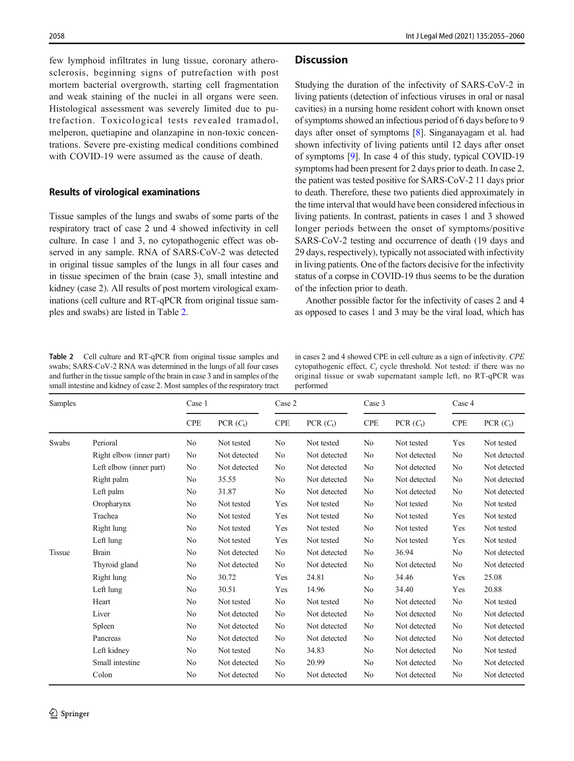few lymphoid infiltrates in lung tissue, coronary atherosclerosis, beginning signs of putrefaction with post mortem bacterial overgrowth, starting cell fragmentation and weak staining of the nuclei in all organs were seen. Histological assessment was severely limited due to putrefaction. Toxicological tests revealed tramadol, melperon, quetiapine and olanzapine in non-toxic concentrations. Severe pre-existing medical conditions combined with COVID-19 were assumed as the cause of death.

### Results of virological examinations

Tissue samples of the lungs and swabs of some parts of the respiratory tract of case 2 und 4 showed infectivity in cell culture. In case 1 and 3, no cytopathogenic effect was observed in any sample. RNA of SARS-CoV-2 was detected in original tissue samples of the lungs in all four cases and in tissue specimen of the brain (case 3), small intestine and kidney (case 2). All results of post mortem virological examinations (cell culture and RT-qPCR from original tissue samples and swabs) are listed in Table 2.

## Discussion

Studying the duration of the infectivity of SARS-CoV-2 in living patients (detection of infectious viruses in oral or nasal cavities) in a nursing home resident cohort with known onset of symptoms showed an infectious period of 6 days before to 9 days after onset of symptoms [8]. Singanayagam et al. had shown infectivity of living patients until 12 days after onset of symptoms [9]. In case 4 of this study, typical COVID-19 symptoms had been present for 2 days prior to death. In case 2, the patient was tested positive for SARS-CoV-2 11 days prior to death. Therefore, these two patients died approximately in the time interval that would have been considered infectious in living patients. In contrast, patients in cases 1 and 3 showed longer periods between the onset of symptoms/positive SARS-CoV-2 testing and occurrence of death (19 days and 29 days, respectively), typically not associated with infectivity in living patients. One of the factors decisive for the infectivity status of a corpse in COVID-19 thus seems to be the duration of the infection prior to death.

Another possible factor for the infectivity of cases 2 and 4 as opposed to cases 1 and 3 may be the viral load, which has

**Table 2** Cell culture and RT-qPCR from original tissue samples and swabs; SARS-CoV-2 RNA was determined in the lungs of all four cases and further in the tissue sample of the brain in case 3 and in samples of the small intestine and kidney of case 2. Most samples of the respiratory tract in cases 2 and 4 showed CPE in cell culture as a sign of infectivity. *CPE* cytopathogenic effect, $C_t$ cycle threshold. Not tested: if there was no original tissue or swab supernatant sample left, no RT-qPCR was performed

| Samples | | Case 1 | | Case 2 | | Case 3 | | Case 4 | |
|---|---|---|---|---|---|---|---|---|---|
| | | CPE | PCR ($C_t$) | CPE | PCR ($C_t$) | CPE | PCR ($C_t$) | CPE | PCR ($C_t$) |
| Swabs | Perioral | No | Not tested | No | Not tested | No | Not tested | Yes | Not tested |
| | Right elbow (inner part) | No | Not detected | No | Not detected | No | Not detected | No | Not detected |
| | Left elbow (inner part) | No | Not detected | No | Not detected | No | Not detected | No | Not detected |
| | Right palm | No | 35.55 | No | Not detected | No | Not detected | No | Not detected |
| | Left palm | No | 31.87 | No | Not detected | No | Not detected | No | Not detected |
| | Oropharynx | No | Not tested | Yes | Not tested | No | Not tested | No | Not tested |
| | Trachea | No | Not tested | Yes | Not tested | No | Not tested | Yes | Not tested |
| | Right lung | No | Not tested | Yes | Not tested | No | Not tested | Yes | Not tested |
| | Left lung | No | Not tested | Yes | Not tested | No | Not tested | Yes | Not tested |
| Tissue | Brain | No | Not detected | No | Not detected | No | 36.94 | No | Not detected |
| | Thyroid gland | No | Not detected | No | Not detected | No | Not detected | No | Not detected |
| | Right lung | No | 30.72 | Yes | 24.81 | No | 34.46 | Yes | 25.08 |
| | Left lung | No | 30.51 | Yes | 14.96 | No | 34.40 | Yes | 20.88 |
| | Heart | No | Not tested | No | Not tested | No | Not detected | No | Not tested |
| | Liver | No | Not detected | No | Not detected | No | Not detected | No | Not detected |
| | Spleen | No | Not detected | No | Not detected | No | Not detected | No | Not detected |
| | Pancreas | No | Not detected | No | Not detected | No | Not detected | No | Not detected |
| | Left kidney | No | Not tested | No | 34.83 | No | Not detected | No | Not tested |
| | Small intestine | No | Not detected | No | 20.99 | No | Not detected | No | Not detected |
| | Colon | No | Not detected | No | Not detected | No | Not detected | No | Not detected |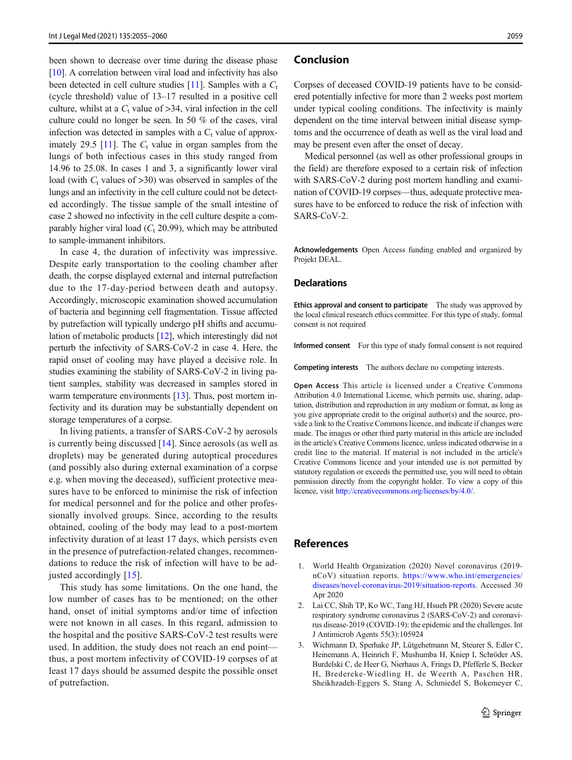been shown to decrease over time during the disease phase [10]. A correlation between viral load and infectivity has also been detected in cell culture studies [11]. Samples with a $C_t$ (cycle threshold) value of 13–17 resulted in a positive cell culture, whilst at a $C_t$ value of >34, viral infection in the cell culture could no longer be seen. In 50 % of the cases, viral infection was detected in samples with a $C_t$ value of approximately 29.5 [11]. The $C_t$ value in organ samples from the lungs of both infectious cases in this study ranged from 14.96 to 25.08. In cases 1 and 3, a significantly lower viral load (with $C_t$ values of >30) was observed in samples of the lungs and an infectivity in the cell culture could not be detected accordingly. The tissue sample of the small intestine of case 2 showed no infectivity in the cell culture despite a comparably higher viral load ($C_t$ 20.99), which may be attributed to sample-immanent inhibitors.

In case 4, the duration of infectivity was impressive. Despite early transportation to the cooling chamber after death, the corpse displayed external and internal putrefaction due to the 17-day-period between death and autopsy. Accordingly, microscopic examination showed accumulation of bacteria and beginning cell fragmentation. Tissue affected by putrefaction will typically undergo pH shifts and accumulation of metabolic products [12], which interestingly did not perturb the infectivity of SARS-CoV-2 in case 4. Here, the rapid onset of cooling may have played a decisive role. In studies examining the stability of SARS-CoV-2 in living patient samples, stability was decreased in samples stored in warm temperature environments [13]. Thus, post mortem infectivity and its duration may be substantially dependent on storage temperatures of a corpse.

In living patients, a transfer of SARS-CoV-2 by aerosols is currently being discussed [14]. Since aerosols (as well as droplets) may be generated during autoptical procedures (and possibly also during external examination of a corpse e.g. when moving the deceased), sufficient protective measures have to be enforced to minimise the risk of infection for medical personnel and for the police and other professionally involved groups. Since, according to the results obtained, cooling of the body may lead to a post-mortem infectivity duration of at least 17 days, which persists even in the presence of putrefaction-related changes, recommendations to reduce the risk of infection will have to be adjusted accordingly [15].

This study has some limitations. On the one hand, the low number of cases has to be mentioned; on the other hand, onset of initial symptoms and/or time of infection were not known in all cases. In this regard, admission to the hospital and the positive SARS-CoV-2 test results were used. In addition, the study does not reach an end point—thus, a post mortem infectivity of COVID-19 corpses of at least 17 days should be assumed despite the possible onset of putrefaction.

## Conclusion

Corpses of deceased COVID-19 patients have to be considered potentially infective for more than 2 weeks post mortem under typical cooling conditions. The infectivity is mainly dependent on the time interval between initial disease symptoms and the occurrence of death as well as the viral load and may be present even after the onset of decay.

Medical personnel (as well as other professional groups in the field) are therefore exposed to a certain risk of infection with SARS-CoV-2 during post mortem handling and examination of COVID-19 corpses—thus, adequate protective measures have to be enforced to reduce the risk of infection with SARS-CoV-2.

**Acknowledgements** Open Access funding enabled and organized by Projekt DEAL.

## Declarations

**Ethics approval and consent to participate** The study was approved by the local clinical research ethics committee. For this type of study, formal consent is not required

**Informed consent** For this type of study formal consent is not required

**Competing interests** The authors declare no competing interests.

**Open Access** This article is licensed under a Creative Commons Attribution 4.0 International License, which permits use, sharing, adaptation, distribution and reproduction in any medium or format, as long as you give appropriate credit to the original author(s) and the source, provide a link to the Creative Commons licence, and indicate if changes were made. The images or other third party material in this article are included in the article's Creative Commons licence, unless indicated otherwise in a credit line to the material. If material is not included in the article's Creative Commons licence and your intended use is not permitted by statutory regulation or exceeds the permitted use, you will need to obtain permission directly from the copyright holder. To view a copy of this licence, visit http://creativecommons.org/licenses/by/4.0/.

## References

1. World Health Organization (2020) Novel coronavirus (2019-nCoV) situation reports. https://www.who.int/emergencies/diseases/novel-coronavirus-2019/situation-reports. Accessed 30 Apr 2020
2. Lai CC, Shih TP, Ko WC, Tang HJ, Hsueh PR (2020) Severe acute respiratory syndrome coronavirus 2 (SARS-CoV-2) and coronavirus disease-2019 (COVID-19): the epidemic and the challenges. Int J Antimicrob Agents 55(3):105924
3. Wichmann D, Sperhake JP, Lütgehetmann M, Steurer S, Edler C, Heinemann A, Heinrich F, Mushumba H, Kniep I, Schröder AS, Burdelski C, de Heer G, Nierhaus A, Frings D, Pfefferle S, Becker H, Bredereke-Wiedling H, de Weerth A, Paschen HR, Sheikhzadeh-Eggers S, Stang A, Schmiedel S, Bokemeyer C,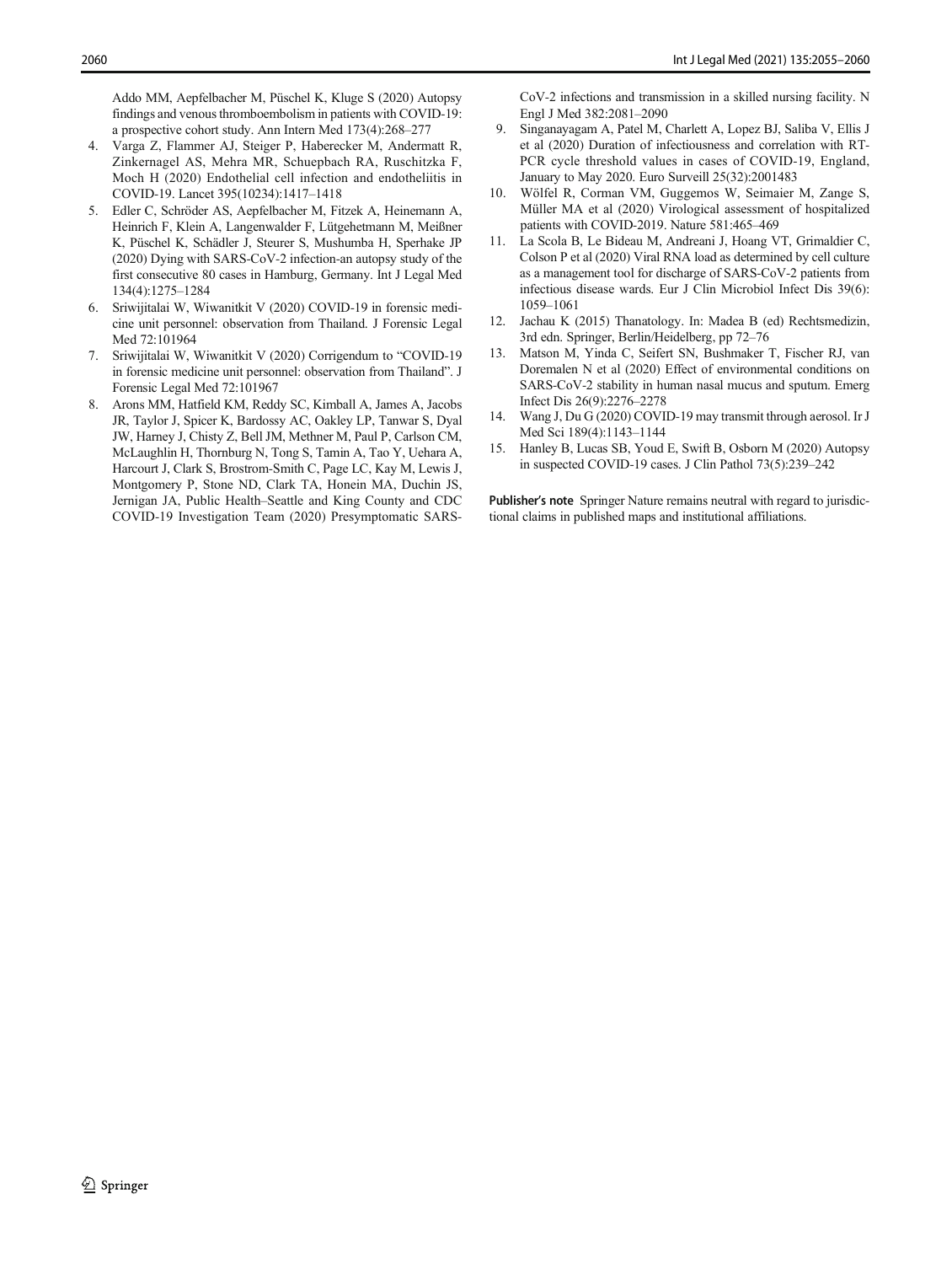Addo MM, Aepfelbacher M, Püschel K, Kluge S (2020) Autopsy findings and venous thromboembolism in patients with COVID-19: a prospective cohort study. Ann Intern Med 173(4):268–277

4. Varga Z, Flammer AJ, Steiger P, Haberecker M, Andermatt R, Zinkernagel AS, Mehra MR, Schuepbach RA, Ruschitzka F, Moch H (2020) Endothelial cell infection and endotheliitis in COVID-19. Lancet 395(10234):1417–1418
5. Edler C, Schröder AS, Aepfelbacher M, Fitzek A, Heinemann A, Heinrich F, Klein A, Langenwalder F, Lütgehetmann M, Meißner K, Püschel K, Schädler J, Steurer S, Mushumba H, Sperhake JP (2020) Dying with SARS-CoV-2 infection-an autopsy study of the first consecutive 80 cases in Hamburg, Germany. Int J Legal Med 134(4):1275–1284
6. Sriwijitalai W, Wiwanitkit V (2020) COVID-19 in forensic medicine unit personnel: observation from Thailand. J Forensic Legal Med 72:101964
7. Sriwijitalai W, Wiwanitkit V (2020) Corrigendum to "COVID-19 in forensic medicine unit personnel: observation from Thailand". J Forensic Legal Med 72:101967
8. Arons MM, Hatfield KM, Reddy SC, Kimball A, James A, Jacobs JR, Taylor J, Spicer K, Bardossy AC, Oakley LP, Tanwar S, Dyal JW, Harney J, Chisty Z, Bell JM, Methner M, Paul P, Carlson CM, McLaughlin H, Thornburg N, Tong S, Tamin A, Tao Y, Uehara A, Harcourt J, Clark S, Brostrom-Smith C, Page LC, Kay M, Lewis J, Montgomery P, Stone ND, Clark TA, Honein MA, Duchin JS, Jernigan JA, Public Health–Seattle and King County and CDC COVID-19 Investigation Team (2020) Presymptomatic SARS-CoV-2 infections and transmission in a skilled nursing facility. N Engl J Med 382:2081–2090
9. Singanayagam A, Patel M, Charlett A, Lopez BJ, Saliba V, Ellis J et al (2020) Duration of infectiousness and correlation with RT-PCR cycle threshold values in cases of COVID-19, England, January to May 2020. Euro Surveill 25(32):2001483
10. Wölfel R, Corman VM, Guggemos W, Seimaier M, Zange S, Müller MA et al (2020) Virological assessment of hospitalized patients with COVID-2019. Nature 581:465–469
11. La Scola B, Le Bideau M, Andreani J, Hoang VT, Grimaldier C, Colson P et al (2020) Viral RNA load as determined by cell culture as a management tool for discharge of SARS-CoV-2 patients from infectious disease wards. Eur J Clin Microbiol Infect Dis 39(6): 1059–1061
12. Jachau K (2015) Thanatology. In: Madea B (ed) Rechtsmedizin, 3rd edn. Springer, Berlin/Heidelberg, pp 72–76
13. Matson M, Yinda C, Seifert SN, Bushmaker T, Fischer RJ, van Doremalen N et al (2020) Effect of environmental conditions on SARS-CoV-2 stability in human nasal mucus and sputum. Emerg Infect Dis 26(9):2276–2278
14. Wang J, Du G (2020) COVID-19 may transmit through aerosol. Ir J Med Sci 189(4):1143–1144
15. Hanley B, Lucas SB, Youd E, Swift B, Osborn M (2020) Autopsy in suspected COVID-19 cases. J Clin Pathol 73(5):239–242

**Publisher's note** Springer Nature remains neutral with regard to jurisdictional claims in published maps and institutional affiliations.